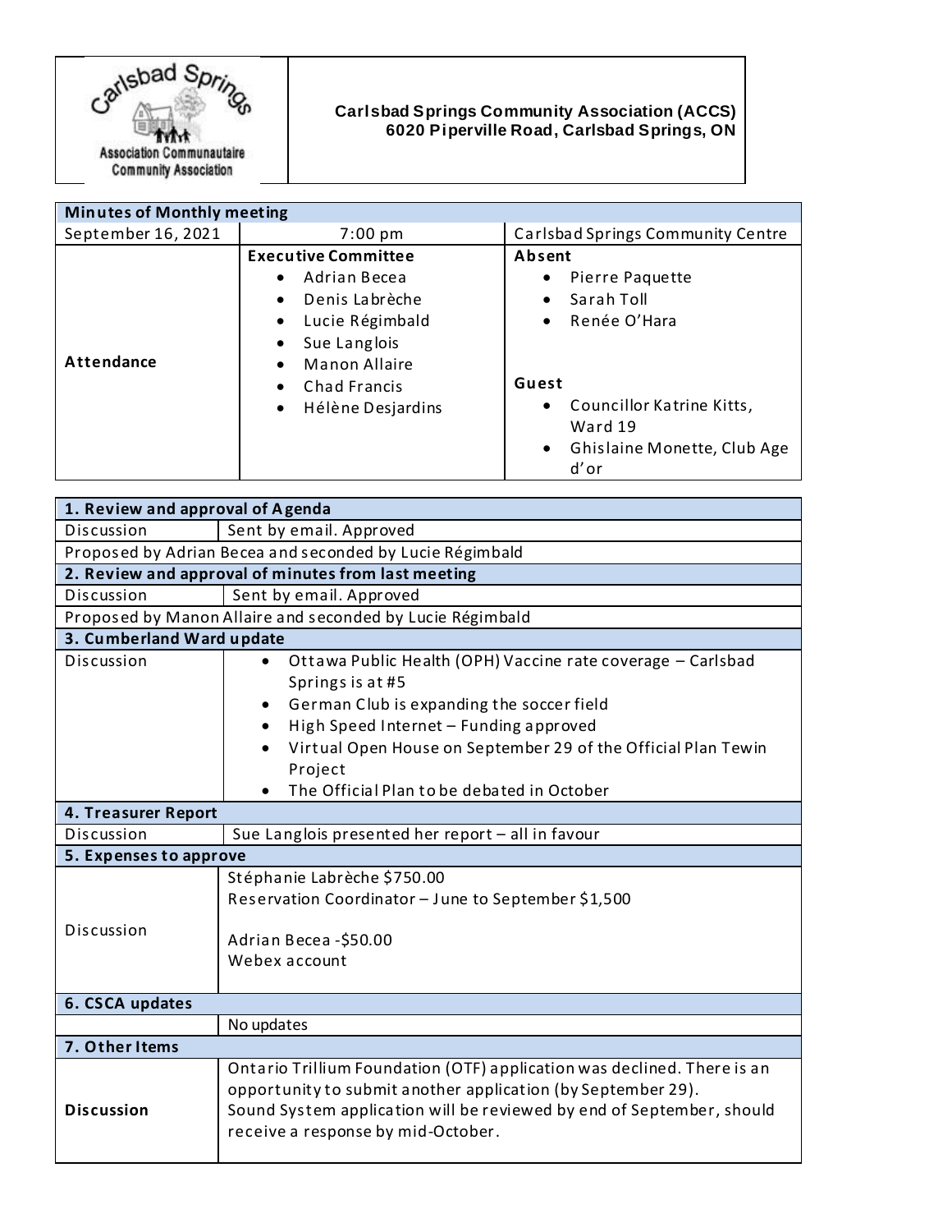**Carlsbad Springs Community Association (ACCS)**
**6020 Piperville Road, Carlsbad Springs, ON**

| Minutes of Monthly meeting | | |
|---|---|---|
| September 16, 2021 | 7:00 pm | Carlsbad Springs Community Centre |
| **Attendance** | **Executive Committee**<br>• Adrian Becea<br>• Denis Labrèche<br>• Lucie Régimbald<br>• Sue Langlois<br>• Manon Allaire<br>• Chad Francis<br>• Hélène Desjardins | **Absent**<br>• Pierre Paquette<br>• Sarah Toll<br>• Renée O'Hara<br><br>**Guest**<br>• Councillor Katrine Kitts, Ward 19<br>• Ghislaine Monette, Club Age d'or |

| **1. Review and approval of Agenda** | |
|---|---|
| Discussion | Sent by email. Approved |
| Proposed by Adrian Becea and seconded by Lucie Régimbald | |
| **2. Review and approval of minutes from last meeting** | |
| Discussion | Sent by email. Approved |
| Proposed by Manon Allaire and seconded by Lucie Régimbald | |
| **3. Cumberland Ward update** | |
| Discussion | • Ottawa Public Health (OPH) Vaccine rate coverage – Carlsbad Springs is at #5<br>• German Club is expanding the soccer field<br>• High Speed Internet – Funding approved<br>• Virtual Open House on September 29 of the Official Plan Tewin Project<br>• The Official Plan to be debated in October |
| **4. Treasurer Report** | |
| Discussion | Sue Langlois presented her report – all in favour |
| **5. Expenses to approve** | |
| Discussion | Stéphanie Labrèche $750.00<br>Reservation Coordinator – June to September $1,500<br><br>Adrian Becea -$50.00<br>Webex account |
| **6. CSCA updates** | |
| | No updates |
| **7. Other Items** | |
| **Discussion** | Ontario Trillium Foundation (OTF) application was declined. There is an opportunity to submit another application (by September 29).<br>Sound System application will be reviewed by end of September, should receive a response by mid-October. |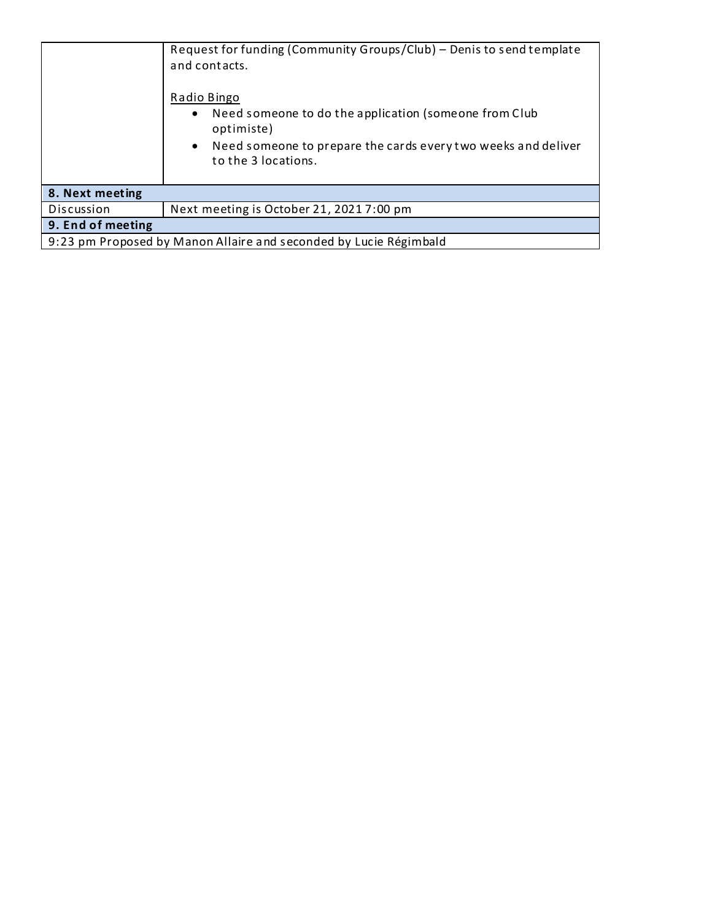| | |
|---|---|
| | Request for funding (Community Groups/Club) – Denis to send template and contacts.<br><br><u>Radio Bingo</u><br>• Need someone to do the application (someone from Club optimiste)<br>• Need someone to prepare the cards every two weeks and deliver to the 3 locations. |
| **8. Next meeting** | |
| Discussion | Next meeting is October 21, 2021 7:00 pm |
| **9. End of meeting** | |
| 9:23 pm Proposed by Manon Allaire and seconded by Lucie Régimbald | |